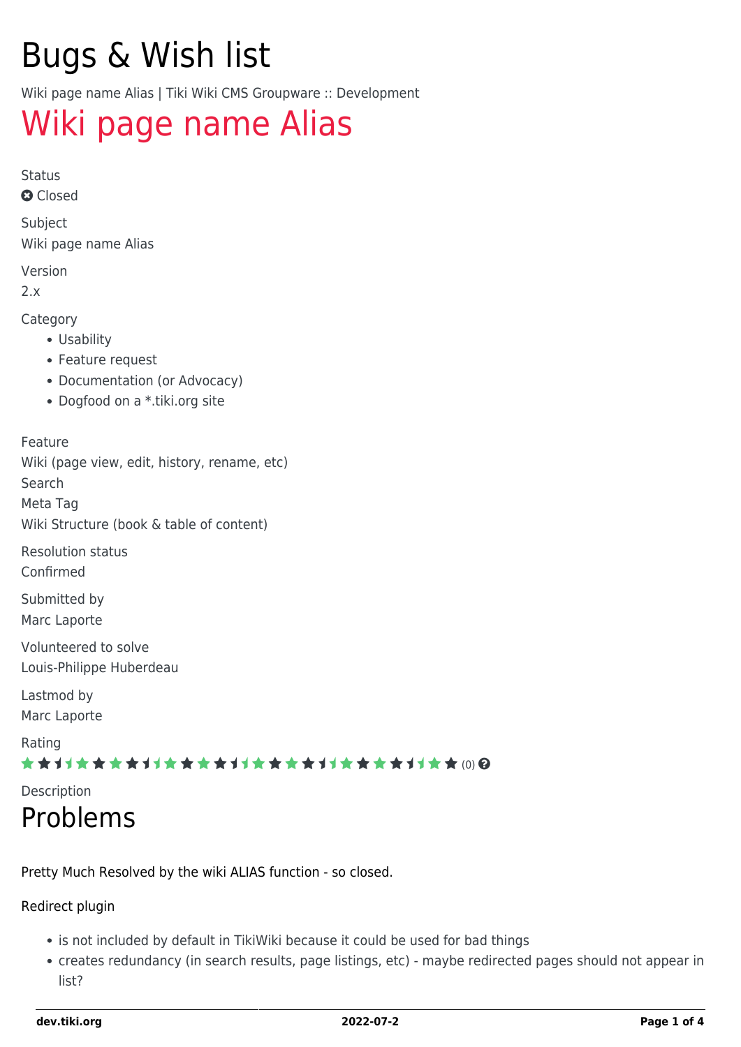# Bugs & Wish list

Wiki page name Alias | Tiki Wiki CMS Groupware :: Development

# Wiki page name Alias

Status

Closed

Subject

Wiki page name Alias

Version

2.x

Category

- Usability
- Feature request
- Documentation (or Advocacy)
- Dogfood on a *.tiki.org site

Feature

Wiki (page view, edit, history, rename, etc)
Search
Meta Tag
Wiki Structure (book & table of content)

Resolution status

Confirmed

Submitted by

Marc Laporte

Volunteered to solve

Louis-Philippe Huberdeau

Lastmod by

Marc Laporte

Rating

(0)

Description

# Problems

Pretty Much Resolved by the wiki ALIAS function - so closed.

Redirect plugin

- is not included by default in TikiWiki because it could be used for bad things
- creates redundancy (in search results, page listings, etc) - maybe redirected pages should not appear in list?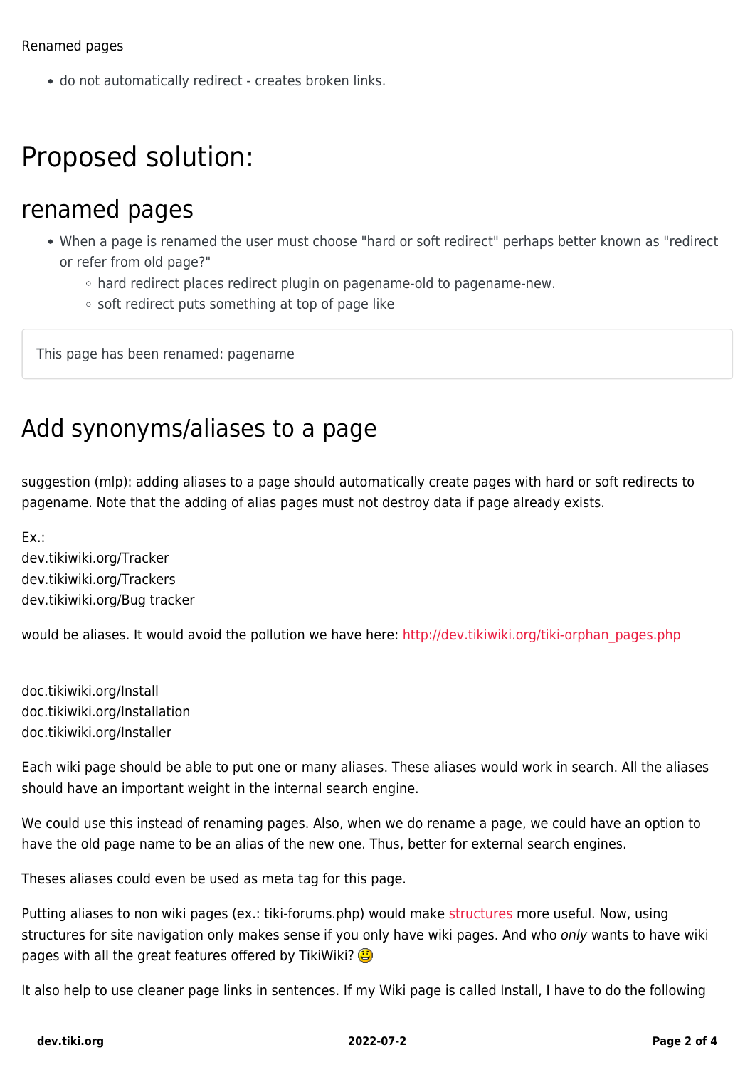Renamed pages

- do not automatically redirect - creates broken links.

# Proposed solution:

## renamed pages

- When a page is renamed the user must choose "hard or soft redirect" perhaps better known as "redirect or refer from old page?"
  - hard redirect places redirect plugin on pagename-old to pagename-new.
  - soft redirect puts something at top of page like

```
This page has been renamed: pagename
```

## Add synonyms/aliases to a page

suggestion (mlp): adding aliases to a page should automatically create pages with hard or soft redirects to pagename. Note that the adding of alias pages must not destroy data if page already exists.

Ex.:
dev.tikiwiki.org/Tracker
dev.tikiwiki.org/Trackers
dev.tikiwiki.org/Bug tracker

would be aliases. It would avoid the pollution we have here: http://dev.tikiwiki.org/tiki-orphan_pages.php

doc.tikiwiki.org/Install
doc.tikiwiki.org/Installation
doc.tikiwiki.org/Installer

Each wiki page should be able to put one or many aliases. These aliases would work in search. All the aliases should have an important weight in the internal search engine.

We could use this instead of renaming pages. Also, when we do rename a page, we could have an option to have the old page name to be an alias of the new one. Thus, better for external search engines.

Theses aliases could even be used as meta tag for this page.

Putting aliases to non wiki pages (ex.: tiki-forums.php) would make structures more useful. Now, using structures for site navigation only makes sense if you only have wiki pages. And who *only* wants to have wiki pages with all the great features offered by TikiWiki? 😃

It also help to use cleaner page links in sentences. If my Wiki page is called Install, I have to do the following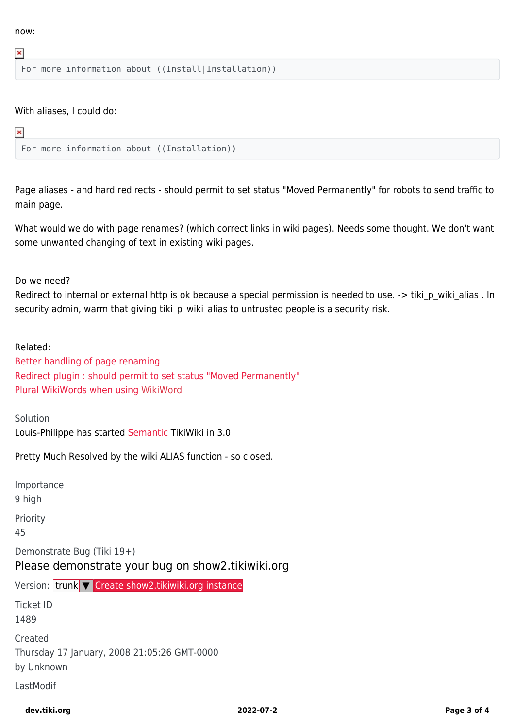now:

```
For more information about ((Install|Installation))
```

With aliases, I could do:

```
For more information about ((Installation))
```

Page aliases - and hard redirects - should permit to set status "Moved Permanently" for robots to send traffic to main page.

What would we do with page renames? (which correct links in wiki pages). Needs some thought. We don't want some unwanted changing of text in existing wiki pages.

Do we need?
Redirect to internal or external http is ok because a special permission is needed to use. -> tiki_p_wiki_alias . In security admin, warm that giving tiki_p_wiki_alias to untrusted people is a security risk.

Related:
Better handling of page renaming
Redirect plugin : should permit to set status "Moved Permanently"
Plural WikiWords when using WikiWord

Solution
Louis-Philippe has started Semantic TikiWiki in 3.0

Pretty Much Resolved by the wiki ALIAS function - so closed.

Importance
9 high

Priority
45

Demonstrate Bug (Tiki 19+)
Please demonstrate your bug on show2.tikiwiki.org

Version: trunk ▼ Create show2.tikiwiki.org instance

Ticket ID
1489

Created
Thursday 17 January, 2008 21:05:26 GMT-0000
by Unknown

LastModif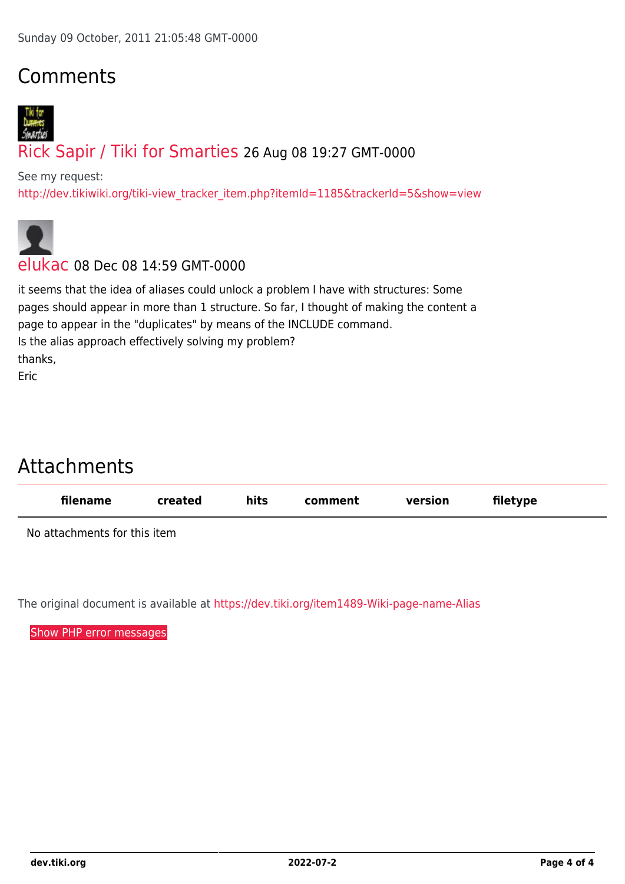Sunday 09 October, 2011 21:05:48 GMT-0000

## Comments

Rick Sapir / Tiki for Smarties 26 Aug 08 19:27 GMT-0000

See my request:
http://dev.tikiwiki.org/tiki-view_tracker_item.php?itemId=1185&trackerId=5&show=view

elukac 08 Dec 08 14:59 GMT-0000

it seems that the idea of aliases could unlock a problem I have with structures: Some pages should appear in more than 1 structure. So far, I thought of making the content a page to appear in the "duplicates" by means of the INCLUDE command.
Is the alias approach effectively solving my problem?
thanks,
Eric

## Attachments

| filename | created | hits | comment | version | filetype |
| --- | --- | --- | --- | --- | --- |
| No attachments for this item | | | | | |

The original document is available at https://dev.tiki.org/item1489-Wiki-page-name-Alias

Show PHP error messages